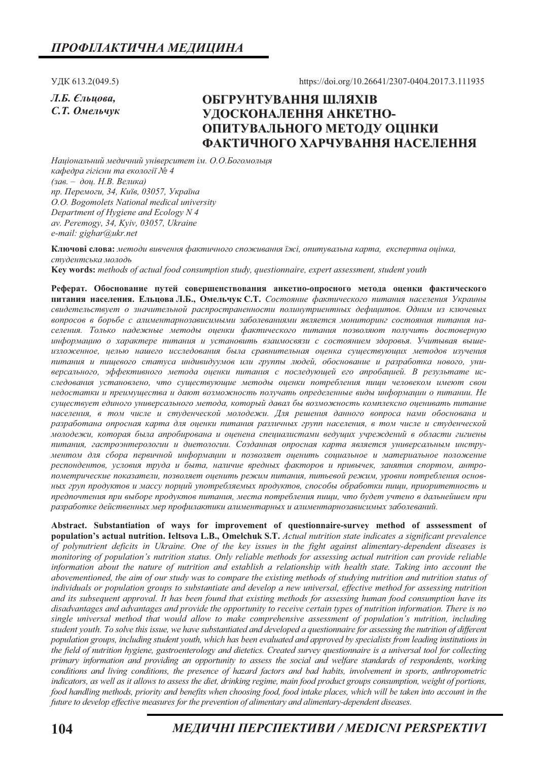УДК 613.2(049.5)

https://doi.org/10.26641/2307-0404.2017.3.111935

*Л.Б. Єльцова,*
*С.Т. Омельчук*

# ОБҐРУНТУВАННЯ ШЛЯХІВ УДОСКОНАЛЕННЯ АНКЕТНО-ОПИТУВАЛЬНОГО МЕТОДУ ОЦІНКИ ФАКТИЧНОГО ХАРЧУВАННЯ НАСЕЛЕННЯ

*Національний медичний університет ім. О.О.Богомольця*
*кафедра гігієни та екології № 4*
*(зав. – доц. Н.В. Велика)*
*пр. Перемоги, 34, Київ, 03057, Україна*
*O.O. Bogomolets National medical university*
*Department of Hygiene and Ecology N 4*
*av. Peremogy, 34, Kyiv, 03057, Ukraine*
*e-mail: gighar@ukr.net*

**Ключові слова:** *методи вивчення фактичного споживання їжі, опитувальна карта, експертна оцінка, студентська молодь*
**Key words:** *methods of actual food consumption study, questionnaire, expert assessment, student youth*

**Реферат. Обоснование путей совершенствования анкетно-опросного метода оценки фактического питания населения. Ельцова Л.Б., Омельчук С.Т.** *Состояние фактического питания населения Украины свидетельствует о значительной распространенности полинутриентных дефицитов. Одним из ключевых вопросов в борьбе с алиментарнозависимыми заболеваниями является мониторинг состояния питания населения. Только надежные методы оценки фактического питания позволяют получить достоверную информацию о характере питания и установить взаимосвязи с состоянием здоровья. Учитывая вышеизложенное, целью нашего исследования была сравнительная оценка существующих методов изучения питания и пищевого статуса индивидуумов или группы людей, обоснование и разработка нового, универсального, эффективного метода оценки питания с последующей его апробацией. В результате исследования установлено, что существующие методы оценки потребления пищи человеком имеют свои недостатки и преимущества и дают возможность получать определенные виды информации о питании. Не существует единого универсального метода, который давал бы возможность комплексно оценивать питание населения, в том числе и студенческой молодежи. Для решения данного вопроса нами обоснована и разработана опросная карта для оценки питания различных групп населения, в том числе и студенческой молодежи, которая была апробирована и оценена специалистами ведущих учреждений в области гигиены питания, гастроэнтерологии и диетологии. Созданная опросная карта является универсальным инструментом для сбора первичной информации и позволяет оценить социальное и материальное положение респондентов, условия труда и быта, наличие вредных факторов и привычек, занятия спортом, антропометрические показатели, позволяет оценить режим питания, питьевой режим, уровни потребления основных груп продуктов и массу порций употребляемых продуктов, способы обработки пищи, приоритетность и предпочтения при выборе продуктов питания, места потребления пищи, что будет учтено в дальнейшем при разработке действенных мер профилактики алиментарных и алиментарнозависимых заболеваний.*

**Abstract. Substantiation of ways for improvement of questionnaire-survey method of asssessment of population's actual nutrition. Ieltsova L.B., Omelchuk S.T.** *Actual nutrition state indicates a significant prevalence of polynutrient deficits in Ukraine. One of the key issues in the fight against alimentary-dependent diseases is monitoring of population's nutrition status. Only reliable methods for assessing actual nutrition can provide reliable information about the nature of nutrition and establish a relationship with health state. Taking into account the abovementioned, the aim of our study was to compare the existing methods of studying nutrition and nutrition status of individuals or population groups to substantiate and develop a new universal, effective method for assessing nutrition and its subsequent approval. It has been found that existing methods for assessing human food consumption have its disadvantages and advantages and provide the opportunity to receive certain types of nutrition information. There is no single universal method that would allow to make comprehensive assessment of population's nutrition, including student youth. To solve this issue, we have substantiated and developed a questionnaire for assessing the nutrition of different population groups, including student youth, which has been evaluated and approved by specialists from leading institutions in the field of nutrition hygiene, gastroenterology and dietetics. Created survey questionnaire is a universal tool for collecting primary information and providing an opportunity to assess the social and welfare standards of respondents, working conditions and living conditions, the presence of hazard factors and bad habits, involvement in sports, anthropometric indicators, as well as it allows to assess the diet, drinking regime, main food product groups consumption, weight of portions, food handling methods, priority and benefits when choosing food, food intake places, which will be taken into account in the future to develop effective measures for the prevention of alimentary and alimentary-dependent diseases.*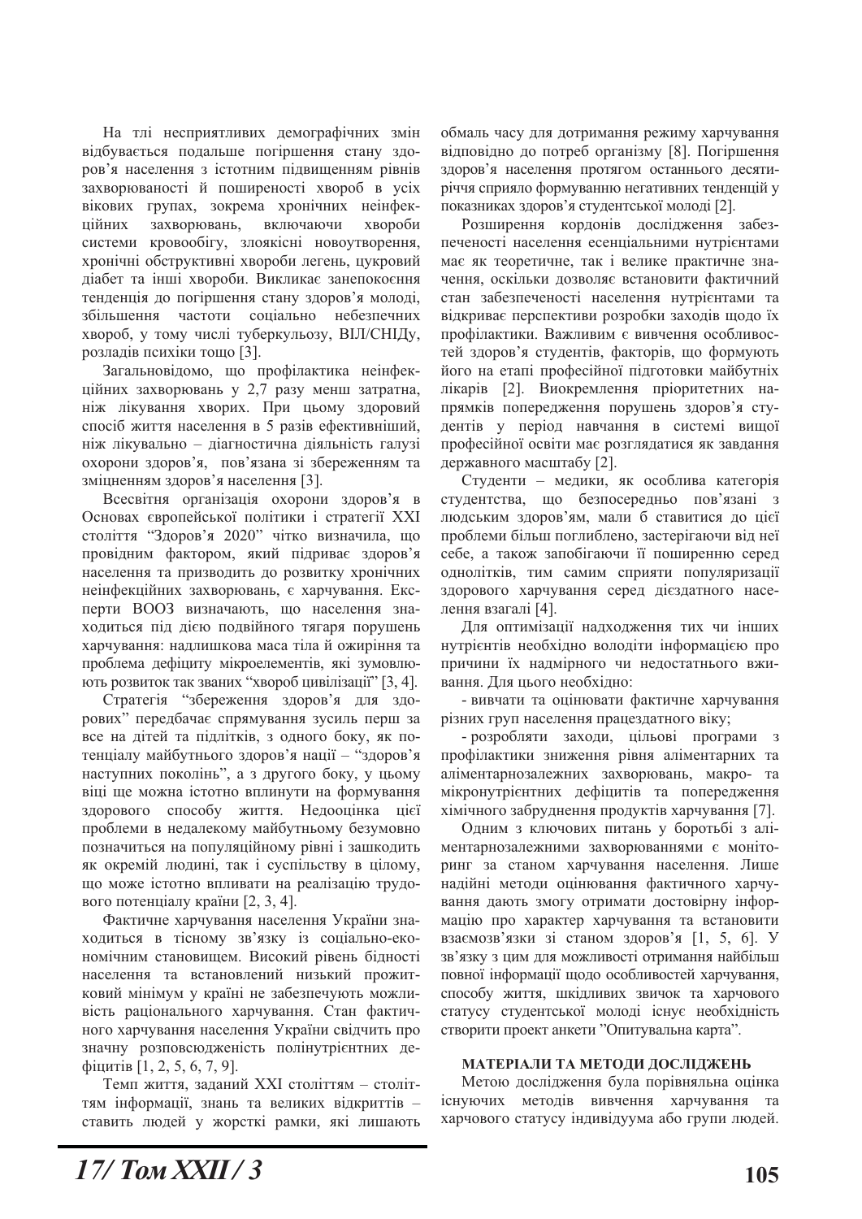На тлі несприятливих демографічних змін відбувається подальше погіршення стану здоров'я населення з істотним підвищенням рівнів захворюваності й поширеності хвороб в усіх вікових групах, зокрема хронічних неінфекційних захворювань, включаючи хвороби системи кровообігу, злоякісні новоутворення, хронічні обструктивні хвороби легень, цукровий діабет та інші хвороби. Викликає занепокоєння тенденція до погіршення стану здоров'я молоді, збільшення частоти соціально небезпечних хвороб, у тому числі туберкульозу, ВІЛ/СНІДу, розладів психіки тощо [3].

Загальновідомо, що профілактика неінфекційних захворювань у 2,7 разу менш затратна, ніж лікування хворих. При цьому здоровий спосіб життя населення в 5 разів ефективніший, ніж лікувально – діагностична діяльність галузі охорони здоров'я, пов'язана зі збереженням та зміцненням здоров'я населення [3].

Всесвітня організація охорони здоров'я в Основах європейської політики і стратегії XXI століття "Здоров'я 2020" чітко визначила, що провідним фактором, який підриває здоров'я населення та призводить до розвитку хронічних неінфекційних захворювань, є харчування. Експерти ВООЗ визначають, що населення знаходиться під дією подвійного тягаря порушень харчування: надлишкова маса тіла й ожиріння та проблема дефіциту мікроелементів, які зумовлюють розвиток так званих "хвороб цивілізації" [3, 4].

Стратегія "збереження здоров'я для здорових" передбачає спрямування зусиль перш за все на дітей та підлітків, з одного боку, як потенціалу майбутнього здоров'я нації – "здоров'я наступних поколінь", а з другого боку, у цьому віці ще можна істотно вплинути на формування здорового способу життя. Недооцінка цієї проблеми в недалекому майбутньому безумовно позначиться на популяційному рівні і зашкодить як окремій людині, так і суспільству в цілому, що може істотно впливати на реалізацію трудового потенціалу країни [2, 3, 4].

Фактичне харчування населення України знаходиться в тісному зв'язку із соціально-економічним становищем. Високий рівень бідності населення та встановлений низький прожитковий мінімум у країні не забезпечують можливість раціонального харчування. Стан фактичного харчування населення України свідчить про значну розповсюдженість полінутрієнтних дефіцитів [1, 2, 5, 6, 7, 9].

Темп життя, заданий XXI століттям – століттям інформації, знань та великих відкриттів – ставить людей у жорсткі рамки, які лишають обмаль часу для дотримання режиму харчування відповідно до потреб організму [8]. Погіршення здоров'я населення протягом останнього десятиріччя сприяло формуванню негативних тенденцій у показниках здоров'я студентської молоді [2].

Розширення кордонів дослідження забезпеченості населення есенціальними нутрієнтами має як теоретичне, так і велике практичне значення, оскільки дозволяє встановити фактичний стан забезпеченості населення нутрієнтами та відкриває перспективи розробки заходів щодо їх профілактики. Важливим є вивчення особливостей здоров'я студентів, факторів, що формують його на етапі професійної підготовки майбутніх лікарів [2]. Виокремлення пріоритетних напрямків попередження порушень здоров'я студентів у період навчання в системі вищої професійної освіти має розглядатися як завдання державного масштабу [2].

Студенти – медики, як особлива категорія студентства, що безпосередньо пов'язані з людським здоров'ям, мали б ставитися до цієї проблеми більш поглиблено, застерігаючи від неї себе, а також запобігаючи її поширенню серед однолітків, тим самим сприяти популяризації здорового харчування серед дієздатного населення взагалі [4].

Для оптимізації надходження тих чи інших нутрієнтів необхідно володіти інформацією про причини їх надмірного чи недостатнього вживання. Для цього необхідно:

- вивчати та оцінювати фактичне харчування різних груп населення працездатного віку;
- розробляти заходи, цільові програми з профілактики зниження рівня аліментарних та аліментарнозалежних захворювань, макро- та мікронутрієнтних дефіцитів та попередження хімічного забруднення продуктів харчування [7].

Одним з ключових питань у боротьбі з аліментарнозалежними захворюваннями є моніторинг за станом харчування населення. Лише надійні методи оцінювання фактичного харчування дають змогу отримати достовірну інформацію про характер харчування та встановити взаємозв'язки зі станом здоров'я [1, 5, 6]. У зв'язку з цим для можливості отримання найбільш повної інформації щодо особливостей харчування, способу життя, шкідливих звичок та харчового статусу студентської молоді існує необхідність створити проект анкети "Опитувальна карта".

## МАТЕРІАЛИ ТА МЕТОДИ ДОСЛІДЖЕНЬ

Метою дослідження була порівняльна оцінка існуючих методів вивчення харчування та харчового статусу індивідуума або групи людей.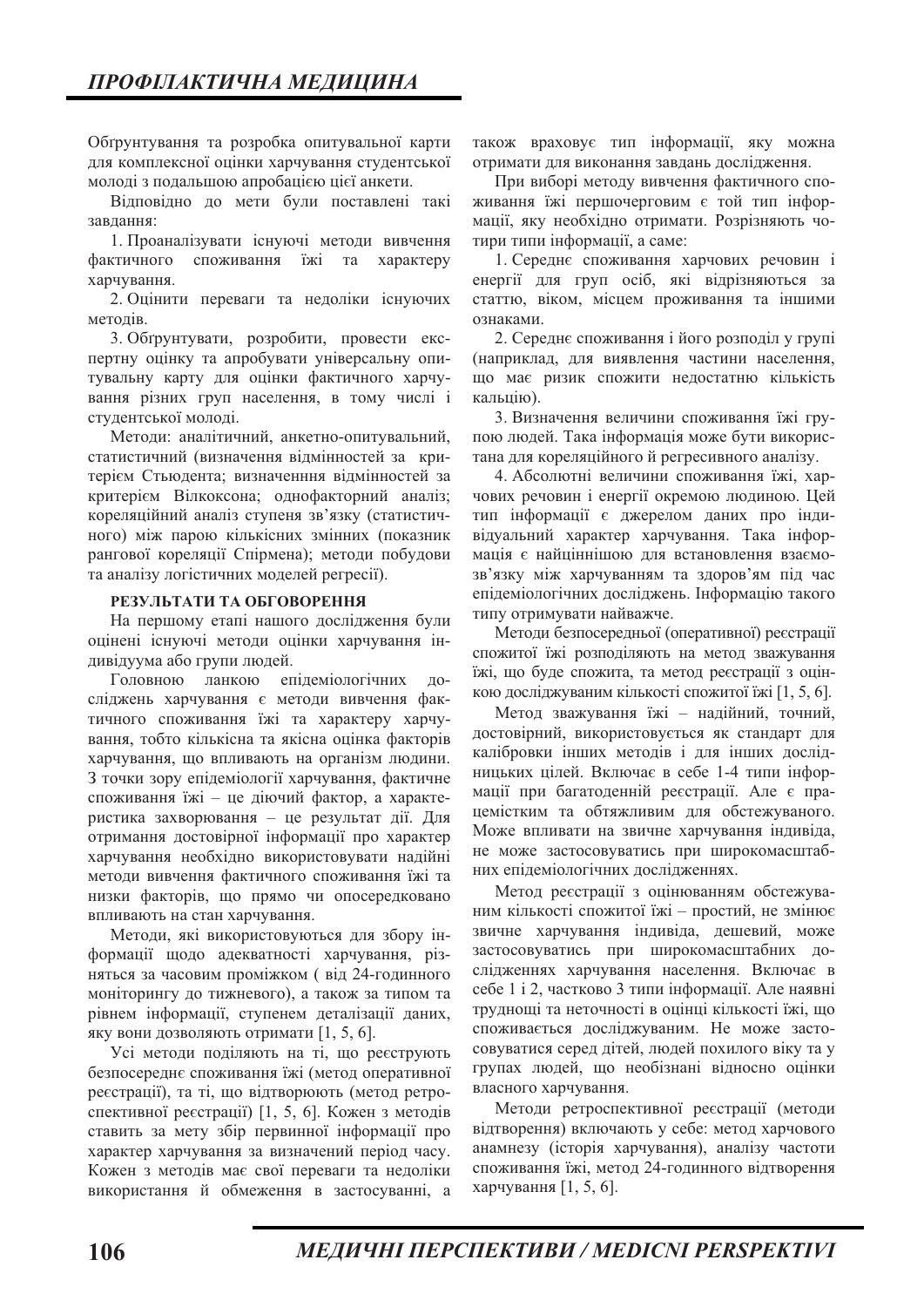Обґрунтування та розробка опитувальної карти для комплексної оцінки харчування студентської молоді з подальшою апробацією цієї анкети.

Відповідно до мети були поставлені такі завдання:

1. Проаналізувати існуючі методи вивчення фактичного споживання їжі та характеру харчування.

2. Оцінити переваги та недоліки існуючих методів.

3. Обґрунтувати, розробити, провести експертну оцінку та апробувати універсальну опитувальну карту для оцінки фактичного харчування різних груп населення, в тому числі і студентської молоді.

Методи: аналітичний, анкетно-опитувальний, статистичний (визначення відмінностей за критерієм Стьюдента; визначенння відмінностей за критерієм Вілкоксона; однофакторний аналіз; кореляційний аналіз ступеня зв'язку (статистичного) між парою кількісних змінних (показник рангової кореляції Спірмена); методи побудови та аналізу логістичних моделей регресії).

**РЕЗУЛЬТАТИ ТА ОБГОВОРЕННЯ**

На першому етапі нашого дослідження були оцінені існуючі методи оцінки харчування індивідуума або групи людей.

Головною ланкою епідеміологічних досліджень харчування є методи вивчення фактичного споживання їжі та характеру харчування, тобто кількісна та якісна оцінка факторів харчування, що впливають на організм людини. З точки зору епідеміології харчування, фактичне споживання їжі – це діючий фактор, а характеристика захворювання – це результат дії. Для отримання достовірної інформації про характер харчування необхідно використовувати надійні методи вивчення фактичного споживання їжі та низки факторів, що прямо чи опосередковано впливають на стан харчування.

Методи, які використовуються для збору інформації щодо адекватності харчування, різняться за часовим проміжком ( від 24-годинного моніторингу до тижневого), а також за типом та рівнем інформації, ступенем деталізації даних, яку вони дозволяють отримати [1, 5, 6].

Усі методи поділяють на ті, що реєструють безпосереднє споживання їжі (метод оперативної реєстрації), та ті, що відтворюють (метод ретроспективної реєстрації) [1, 5, 6]. Кожен з методів ставить за мету збір первинної інформації про характер харчування за визначений період часу. Кожен з методів має свої переваги та недоліки використання й обмеження в застосуванні, а також враховує тип інформації, яку можна отримати для виконання завдань дослідження.

При виборі методу вивчення фактичного споживання їжі першочерговим є той тип інформації, яку необхідно отримати. Розрізняють чотири типи інформації, а саме:

1. Середнє споживання харчових речовин і енергії для груп осіб, які відрізняються за статтю, віком, місцем проживання та іншими ознаками.

2. Середнє споживання і його розподіл у групі (наприклад, для виявлення частини населення, що має ризик спожити недостатню кількість кальцію).

3. Визначення величини споживання їжі групою людей. Така інформація може бути використана для кореляційного й регресивного аналізу.

4. Абсолютні величини споживання їжі, харчових речовин і енергії окремою людиною. Цей тип інформації є джерелом даних про індивідуальний характер харчування. Така інформація є найціннішою для встановлення взаємозв'язку між харчуванням та здоров'ям під час епідеміологічних досліджень. Інформацію такого типу отримувати найважче.

Методи безпосередньої (оперативної) реєстрації спожитої їжі розподіляють на метод зважування їжі, що буде спожита, та метод реєстрації з оцінкою досліджуваним кількості спожитої їжі [1, 5, 6].

Метод зважування їжі – надійний, точний, достовірний, використовується як стандарт для калібровки інших методів і для інших дослідницьких цілей. Включає в себе 1-4 типи інформації при багатоденній реєстрації. Але є працеємким та обтяжливим для обстежуваного. Може впливати на звичне харчування індивіда, не може застосовуватись при широкомасштабних епідеміологічних дослідженнях.

Метод реєстрації з оцінюванням обстежуваним кількості спожитої їжі – простий, не змінює звичне харчування індивіда, дешевий, може застосовуватись при широкомасштабних дослідженнях харчування населення. Включає в себе 1 і 2, частково 3 типи інформації. Але наявні труднощі та неточності в оцінці кількості їжі, що споживається досліджуваним. Не може застосовуватися серед дітей, людей похилого віку та у групах людей, що необізнані відносно оцінки власного харчування.

Методи ретроспективної реєстрації (методи відтворення) включають у себе: метод харчового анамнезу (історія харчування), аналізу частоти споживання їжі, метод 24-годинного відтворення харчування [1, 5, 6].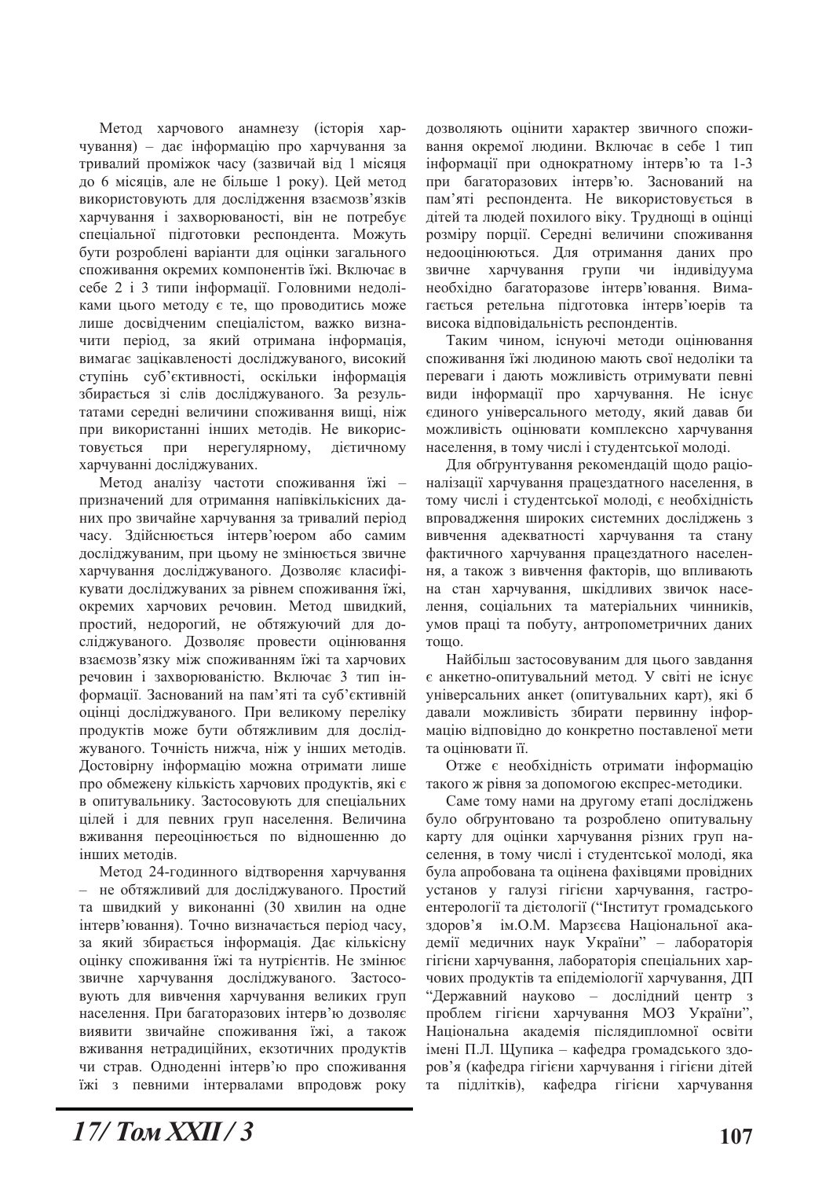Метод харчового анамнезу (історія харчування) – дає інформацію про харчування за тривалий проміжок часу (зазвичай від 1 місяця до 6 місяців, але не більше 1 року). Цей метод використовують для дослідження взаємозв'язків харчування і захворюваності, він не потребує спеціальної підготовки респондента. Можуть бути розроблені варіанти для оцінки загального споживання окремих компонентів їжі. Включає в себе 2 і 3 типи інформації. Головними недоліками цього методу є те, що проводитись може лише досвідченим спеціалістом, важко визначити період, за який отримана інформація, вимагає зацікавленості досліджуваного, високий ступінь суб'єктивності, оскільки інформація збирається зі слів досліджуваного. За результатами середні величини споживання вищі, ніж при використанні інших методів. Не використовується при нерегулярному, дієтичному харчуванні досліджуваних.

Метод аналізу частоти споживання їжі – призначений для отримання напівкількісних даних про звичайне харчування за тривалий період часу. Здійснюється інтерв'юером або самим досліджуваним, при цьому не змінюється звичне харчування досліджуваного. Дозволяє класифікувати досліджуваних за рівнем споживання їжі, окремих харчових речовин. Метод швидкий, простий, недорогий, не обтяжуючий для досліджуваного. Дозволяє провести оцінювання взаємозв'язку між споживанням їжі та харчових речовин і захворюваністю. Включає 3 тип інформації. Заснований на пам'яті та суб'єктивній оцінці досліджуваного. При великому переліку продуктів може бути обтяжливим для досліджуваного. Точність нижча, ніж у інших методів. Достовірну інформацію можна отримати лише про обмежену кількість харчових продуктів, які є в опитувальнику. Застосовують для спеціальних цілей і для певних груп населення. Величина вживання переоцінюється по відношенню до інших методів.

Метод 24-годинного відтворення харчування – не обтяжливий для досліджуваного. Простий та швидкий у виконанні (30 хвилин на одне інтерв'ювання). Точно визначається період часу, за який збирається інформація. Дає кількісну оцінку споживання їжі та нутрієнтів. Не змінює звичне харчування досліджуваного. Застосовують для вивчення харчування великих груп населення. При багаторазових інтерв'ю дозволяє виявити звичайне споживання їжі, а також вживання нетрадиційних, екзотичних продуктів чи страв. Одноденні інтерв'ю про споживання їжі з певними інтервалами впродовж року дозволяють оцінити характер звичного споживання окремої людини. Включає в себе 1 тип інформації при однократному інтерв'ю та 1-3 при багаторазових інтерв'ю. Заснований на пам'яті респондента. Не використовується в дітей та людей похилого віку. Труднощі в оцінці розміру порції. Середні величини споживання недооцінюються. Для отримання даних про звичне харчування групи чи індивідуума необхідно багаторазове інтерв'ювання. Вимагається ретельна підготовка інтерв'юерів та висока відповідальність респондентів.

Таким чином, існуючі методи оцінювання споживання їжі людиною мають свої недоліки та переваги і дають можливість отримувати певні види інформації про харчування. Не існує єдиного універсального методу, який давав би можливість оцінювати комплексно харчування населення, в тому числі і студентської молоді.

Для обґрунтування рекомендацій щодо раціоналізації харчування працездатного населення, в тому числі і студентської молоді, є необхідність впровадження широких системних досліджень з вивчення адекватності харчування та стану фактичного харчування працездатного населення, а також з вивчення факторів, що впливають на стан харчування, шкідливих звичок населення, соціальних та матеріальних чинників, умов праці та побуту, антропометричних даних тощо.

Найбільш застосовуваним для цього завдання є анкетно-опитувальний метод. У світі не існує універсальних анкет (опитувальних карт), які б давали можливість збирати первинну інформацію відповідно до конкретно поставленої мети та оцінювати її.

Отже є необхідність отримати інформацію такого ж рівня за допомогою експрес-методики.

Саме тому нами на другому етапі досліджень було обґрунтовано та розроблено опитувальну карту для оцінки харчування різних груп населення, в тому числі і студентської молоді, яка була апробована та оцінена фахівцями провідних установ у галузі гігієни харчування, гастроентерології та дієтології ("Інститут громадського здоров'я ім.О.М. Марзєєва Національної академії медичних наук України" – лабораторія гігієни харчування, лабораторія спеціальних харчових продуктів та епідеміології харчування, ДП "Державний науково – дослідний центр з проблем гігієни харчування МОЗ України", Національна академія післядипломної освіти імені П.Л. Щупика – кафедра громадського здоров'я (кафедра гігієни харчування і гігієни дітей та підлітків), кафедра гігієни харчування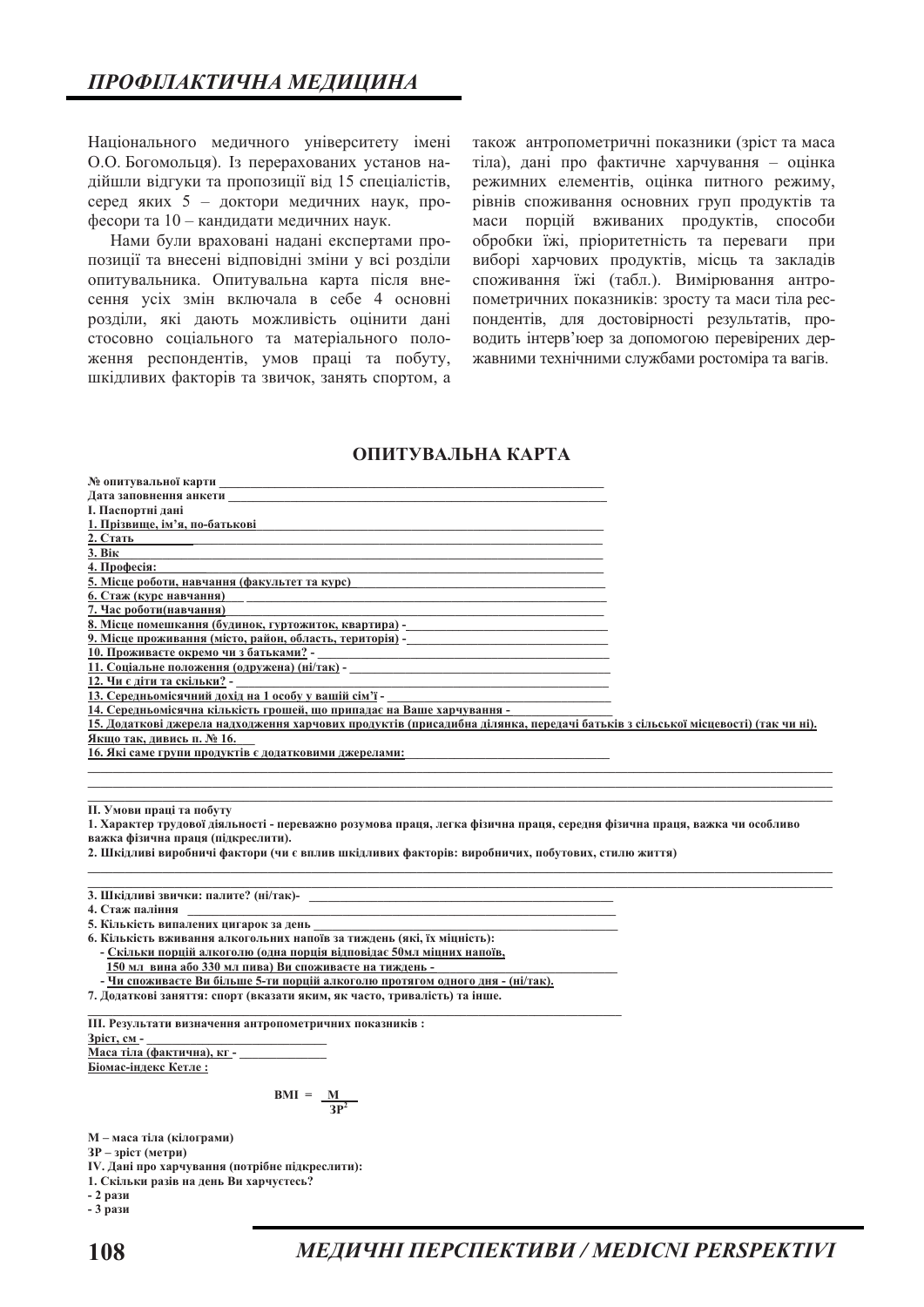Національного медичного університету імені О.О. Богомольця). Із перерахованих установ надійшли відгуки та пропозиції від 15 спеціалістів, серед яких 5 – доктори медичних наук, професори та 10 – кандидати медичних наук.

Нами були враховані надані експертами пропозиції та внесені відповідні зміни у всі розділи опитувальника. Опитувальна карта після внесення усіх змін включала в себе 4 основні розділи, які дають можливість оцінити дані стосовно соціального та матеріального положення респондентів, умов праці та побуту, шкідливих факторів та звичок, занять спортом, а також антропометричні показники (зріст та маса тіла), дані про фактичне харчування – оцінка режимних елементів, оцінка питного режиму, рівнів споживання основних груп продуктів та маси порцій вживаних продуктів, способи обробки їжі, пріоритетність та переваги при виборі харчових продуктів, місць та закладів споживання їжі (табл.). Вимірювання антропометричних показників: зросту та маси тіла респондентів, для достовірності результатів, проводить інтерв'юер за допомогою перевірених державними технічними службами ростоміра та вагів.

## ОПИТУВАЛЬНА КАРТА

**№ опитувальної карти** ______________________________

**Дата заповнення анкети** ______________________________

**I. Паспортні дані**

**1. Прізвище, ім'я, по-батькові** ______________________________

**2. Стать** ______________________________

**3. Вік** ______________________________

**4. Професія:** ______________________________

**5. Місце роботи, навчання (факультет та курс)** ______________________________

**6. Стаж (курс навчання)** ______________________________

**7. Час роботи(навчання)** ______________________________

**8. Місце помешкання (будинок, гуртожиток, квартира) -** ______________________________

**9. Місце проживання (місто, район, область, територія) -** ______________________________

**10. Проживаєте окремо чи з батьками? -** ______________________________

**11. Соціальне положення (одружена) (ні/так) -** ______________________________

**12. Чи є діти та скільки? -** ______________________________

**13. Середньомісячний дохід на 1 особу у вашій сім'ї -** ______________________________

**14. Середньомісячна кількість грошей, що припадає на Ваше харчування -** ______________________________

**15. Додаткові джерела надходження харчових продуктів (присадибна ділянка, передачі батьків з сільської місцевості) (так чи ні). Якщо так, дивись п. № 16.**

**16. Які саме групи продуктів є додатковими джерелами:** ______________________________

______________________________________________________________________

______________________________________________________________________

______________________________________________________________________

**II. Умови праці та побуту**

**1. Характер трудової діяльності - переважно розумова праця, легка фізична праця, середня фізична праця, важка чи особливо важка фізична праця (підкреслити).**

**2. Шкідливі виробничі фактори (чи є вплив шкідливих факторів: виробничих, побутових, стилю життя)**

______________________________________________________________________

______________________________________________________________________

**3. Шкідливі звички: палите? (ні/так)-** ______________________________

**4. Стаж паління** ______________________________

**5. Кількість випалених цигарок за день** ______________________________

**6. Кількість вживання алкогольних напоїв за тиждень (які, їх міцність):**

**- Скільки порцій алкоголю (одна порція відповідає 50мл міцних напоїв, 150 мл вина або 330 мл пива) Ви споживаєте на тиждень -** ______________________________

**- Чи споживаєте Ви більше 5-ти порцій алкоголю протягом одного дня - (ні/так).**

**7. Додаткові заняття: спорт (вказати яким, як часто, тривалість) та інше.**

______________________________________________________________________

**III. Результати визначення антропометричних показників :**

**Зріст, см -** ______________________________

**Маса тіла (фактична), кг -** ______________________________

**Біомас-індекс Кетле :**

$$BMI = \frac{M}{ЗР^2}$$

**М – маса тіла (кілограми)**

**ЗР – зріст (метри)**

**IV. Дані про харчування (потрібне підкреслити):**

**1. Скільки разів на день Ви харчуєтесь?**

**- 2 рази**

**- 3 рази**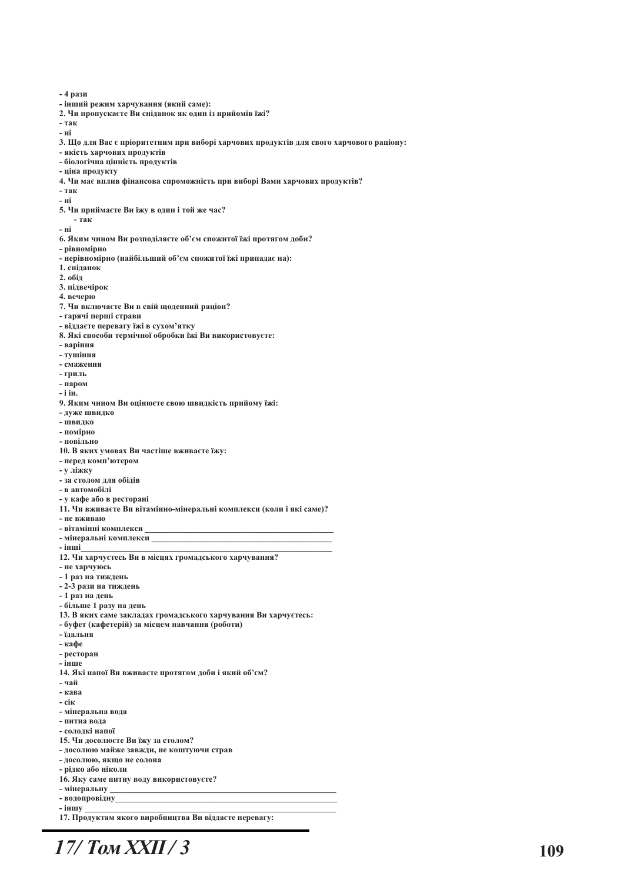**- 4 рази**
**- інший режим харчування (який саме):**
**2. Чи пропускаєте Ви сніданок як один із прийомів їжі?**
**- так**
**- ні**
**3. Що для Вас є пріоритетним при виборі харчових продуктів для свого харчового раціону:**
**- якість харчових продуктів**
**- біологічна цінність продуктів**
**- ціна продукту**
**4. Чи має вплив фінансова спроможність при виборі Вами харчових продуктів?**
**- так**
**- ні**
**5. Чи приймаєте Ви їжу в один і той же час?**
**- так**
**- ні**
**6. Яким чином Ви розподіляєте об'єм спожитої їжі протягом доби?**
**- рівномірно**
**- нерівномірно (найбільший об'єм спожитої їжі припадає на):**
**1. сніданок**
**2. обід**
**3. підвечірок**
**4. вечерю**
**7. Чи включаєте Ви в свій щоденний раціон?**
**- гарячі перші страви**
**- віддаєте перевагу їжі в сухом'ятку**
**8. Які способи термічної обробки їжі Ви використовуєте:**
**-варіння**
**- тушіння**
**- смаження**
**- гриль**
**- паром**
**- і ін.**
**9. Яким чином Ви оцінюєте свою швидкість прийому їжі:**
**- дуже швидко**
**- швидко**
**- помірно**
**- повільно**
**10. В яких умовах Ви частіше вживаєте їжу:**
**- перед комп'ютером**
**- у ліжку**
**- за столом для обідів**
**- в автомобілі**
**- у кафе або в ресторані**
**11. Чи вживаєте Ви вітамінно-мінеральні комплекси (коли і які саме)?**
**- не вживаю**
**- вітамінні комплекси** ______________________________________________
**- мінеральні комплекси** ______________________________________________
**- інші**______________________________________________
**12. Чи харчуєтесь Ви в місцях громадського харчування?**
**- не харчуюсь**
**- 1 раз на тиждень**
**- 2-3 рази на тиждень**
**- 1 раз на день**
**- більше 1 разу на день**
**13. В яких саме закладах громадського харчування Ви харчуєтесь:**
**- буфет (кафетерій) за місцем навчання (роботи)**
**- їдальня**
**- кафе**
**- ресторан**
**- інше**
**14. Які напої Ви вживаєте протягом доби і який об'єм?**
**- чай**
**- кава**
**- сік**
**- мінеральна вода**
**- питна вода**
**- солодкі напої**
**15. Чи досолюєте Ви їжу за столом?**
**- досолюю майже завжди, не коштуючи страв**
**- досолюю, якщо не солона**
**- рідко або ніколи**
**16. Яку саме питну воду використовуєте?**
**- мінеральну** ______________________________________________
**- водопровідну**______________________________________________
**- іншу** ______________________________________________
**17. Продуктам якого виробництва Ви віддаєте перевагу:**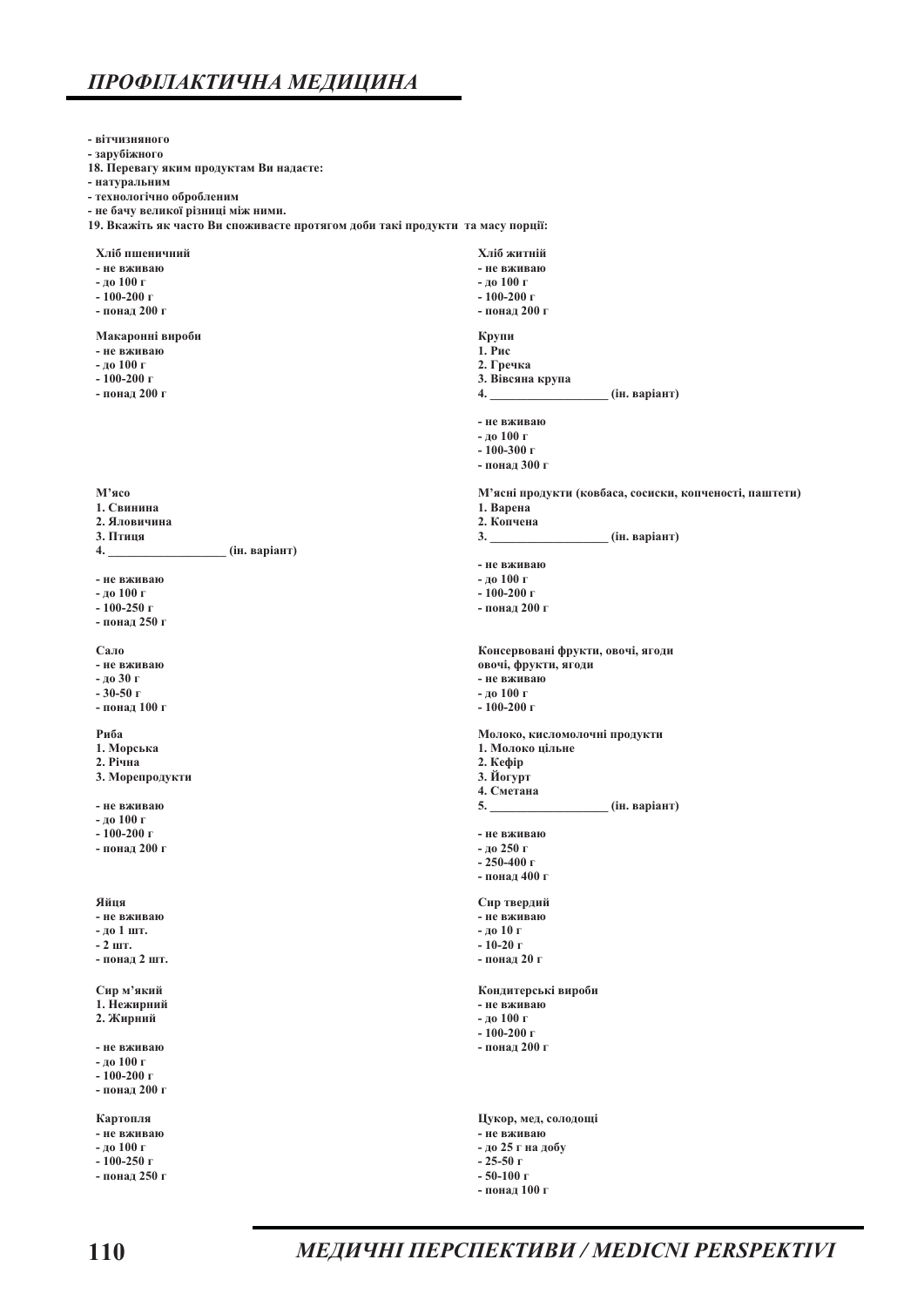- вітчизняного
- зарубіжного

**18. Перевагу яким продуктам Ви надаєте:**
- натуральним
- технологічно обробленим
- не бачу великої різниці між ними.

**19. Вкажіть як часто Ви споживаєте протягом доби такі продукти та масу порції:**

**Хліб пшеничний**
- не вживаю
- до 100 г
- 100-200 г
- понад 200 г

**Хліб житній**
- не вживаю
- до 100 г
- 100-200 г
- понад 200 г

**Макаронні вироби**
- не вживаю
- до 100 г
- 100-200 г
- понад 200 г

**Крупи**
1. Рис
2. Гречка
3. Вівсяна крупа
4. ___________________ (ін. варіант)

- не вживаю
- до 100 г
- 100-300 г
- понад 300 г

**М'ясо**
1. Свинина
2. Яловичина
3. Птиця
4. ___________________ (ін. варіант)

- не вживаю
- до 100 г
- 100-250 г
- понад 250 г

**М'ясні продукти (ковбаса, сосиски, копченості, паштети)**
1. Варена
2. Копчена
3. ___________________ (ін. варіант)

- не вживаю
- до 100 г
- 100-200 г
- понад 200 г

**Сало**
- не вживаю
- до 30 г
- 30-50 г
- понад 100 г

**Консервовані фрукти, овочі, ягоди**
**овочі, фрукти, ягоди**
- не вживаю
- до 100 г
- 100-200 г

**Риба**
1. Морська
2. Річна
3. Морепродукти

- не вживаю
- до 100 г
- 100-200 г
- понад 200 г

**Молоко, кисломолочні продукти**
1. Молоко цільне
2. Кефір
3. Йогурт
4. Сметана
5. ___________________ (ін. варіант)

- не вживаю
- до 250 г
- 250-400 г
- понад 400 г

**Яйця**
- не вживаю
- до 1 шт.
- 2 шт.
- понад 2 шт.

**Сир твердий**
- не вживаю
- до 10 г
- 10-20 г
- понад 20 г

**Сир м'який**
1. Нежирний
2. Жирний

- не вживаю
- до 100 г
- 100-200 г
- понад 200 г

**Кондитерські вироби**
- не вживаю
- до 100 г
- 100-200 г
- понад 200 г

**Картопля**
- не вживаю
- до 100 г
- 100-250 г
- понад 250 г

**Цукор, мед, солодощі**
- не вживаю
- до 25 г на добу
- 25-50 г
- 50-100 г
- понад 100 г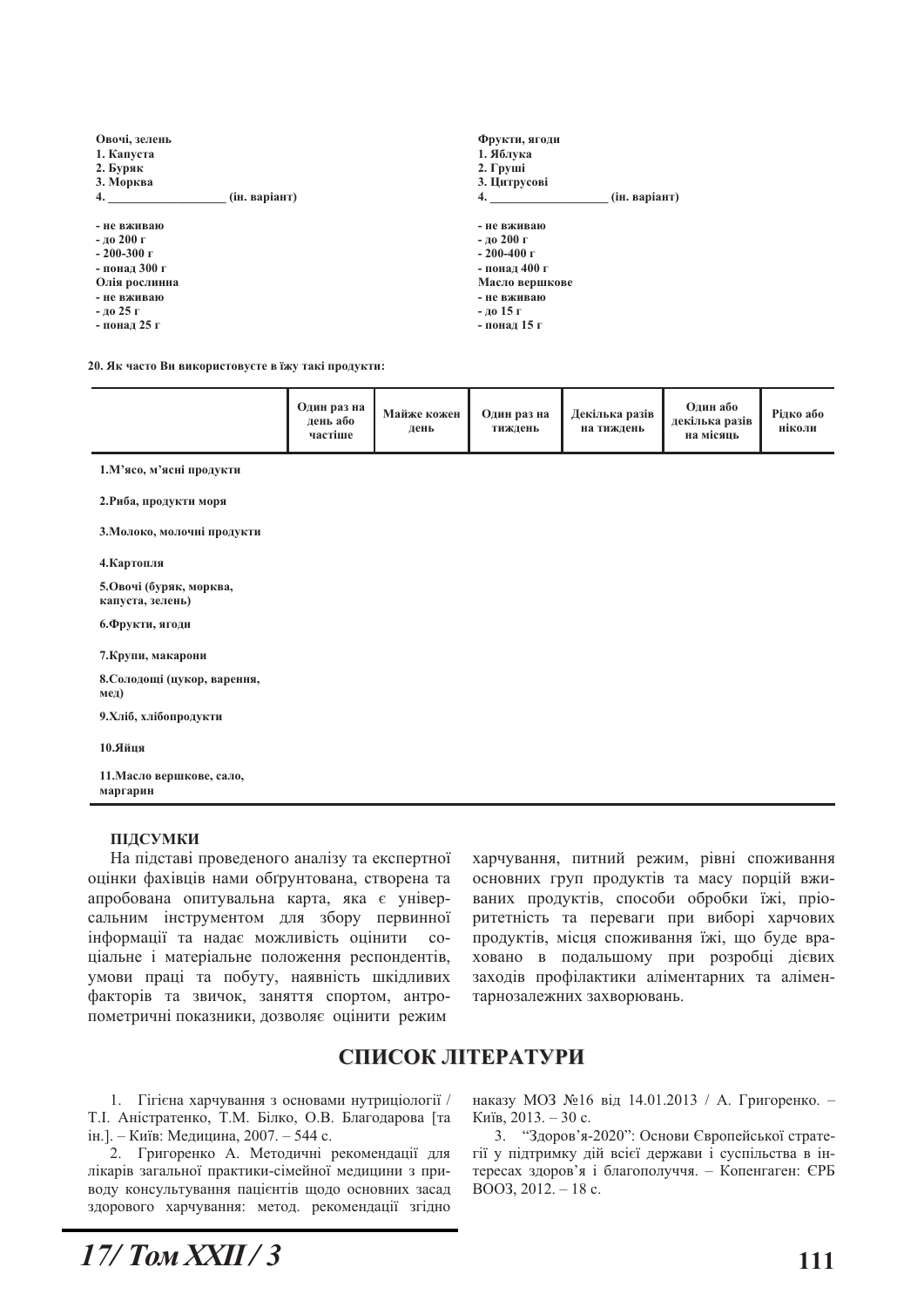**Овочі, зелень**
**1. Капуста**
**2. Буряк**
**3. Морква**
**4. ___________________ (ін. варіант)**

**- не вживаю**
**- до 200 г**
**- 200-300 г**
**- понад 300 г**
**Олія рослинна**
**- не вживаю**
**- до 25 г**
**- понад 25 г**

**Фрукти, ягоди**
**1. Яблука**
**2. Груші**
**3. Цитрусові**
**4. ___________________ (ін. варіант)**

**- не вживаю**
**- до 200 г**
**- 200-400 г**
**- понад 400 г**
**Масло вершкове**
**- не вживаю**
**- до 15 г**
**- понад 15 г**

**20. Як часто Ви використовуєте в їжу такі продукти:**

| | Один раз на день або частіше | Майже кожен день | Один раз на тиждень | Декілька разів на тиждень | Один або декілька разів на місяць | Рідко або ніколи |
|---|---|---|---|---|---|---|
| 1.М'ясо, м'ясні продукти | | | | | | |
| 2.Риба, продукти моря | | | | | | |
| 3.Молоко, молочні продукти | | | | | | |
| 4.Картопля | | | | | | |
| 5.Овочі (буряк, морква, капуста, зелень) | | | | | | |
| 6.Фрукти, ягоди | | | | | | |
| 7.Крупи, макарони | | | | | | |
| 8.Солодощі (цукор, варення, мед) | | | | | | |
| 9.Хліб, хлібопродукти | | | | | | |
| 10.Яйця | | | | | | |
| 11.Масло вершкове, сало, маргарин | | | | | | |

### ПІДСУМКИ

На підставі проведеного аналізу та експертної оцінки фахівців нами обґрунтована, створена та апробована опитувальна карта, яка є універсальним інструментом для збору первинної інформації та надає можливість оцінити соціальне і матеріальне положення респондентів, умови праці та побуту, наявність шкідливих факторів та звичок, заняття спортом, антропометричні показники, дозволяє оцінити режим харчування, питний режим, рівні споживання основних груп продуктів та масу порцій вживаних продуктів, способи обробки їжі, пріоритетність та переваги при виборі харчових продуктів, місця споживання їжі, що буде враховано в подальшому при розробці дієвих заходів профілактики аліментарних та аліментарнозалежних захворювань.

## СПИСОК ЛІТЕРАТУРИ

1. Гігієна харчування з основами нутриціології / Т.І. Аністратенко, Т.М. Білко, О.В. Благодарова [та ін.]. – Київ: Медицина, 2007. – 544 с.
2. Григоренко А. Методичні рекомендації для лікарів загальної практики-сімейної медицини з приводу консультування пацієнтів щодо основних засад здорового харчування: метод. рекомендації згідно наказу МОЗ №16 від 14.01.2013 / А. Григоренко. – Київ, 2013. – 30 с.
3. "Здоров'я-2020": Основи Європейської стратегії у підтримку дій всієї держави і суспільства в інтересах здоров'я і благополуччя. – Копенгаген: ЄРБ ВООЗ, 2012. – 18 с.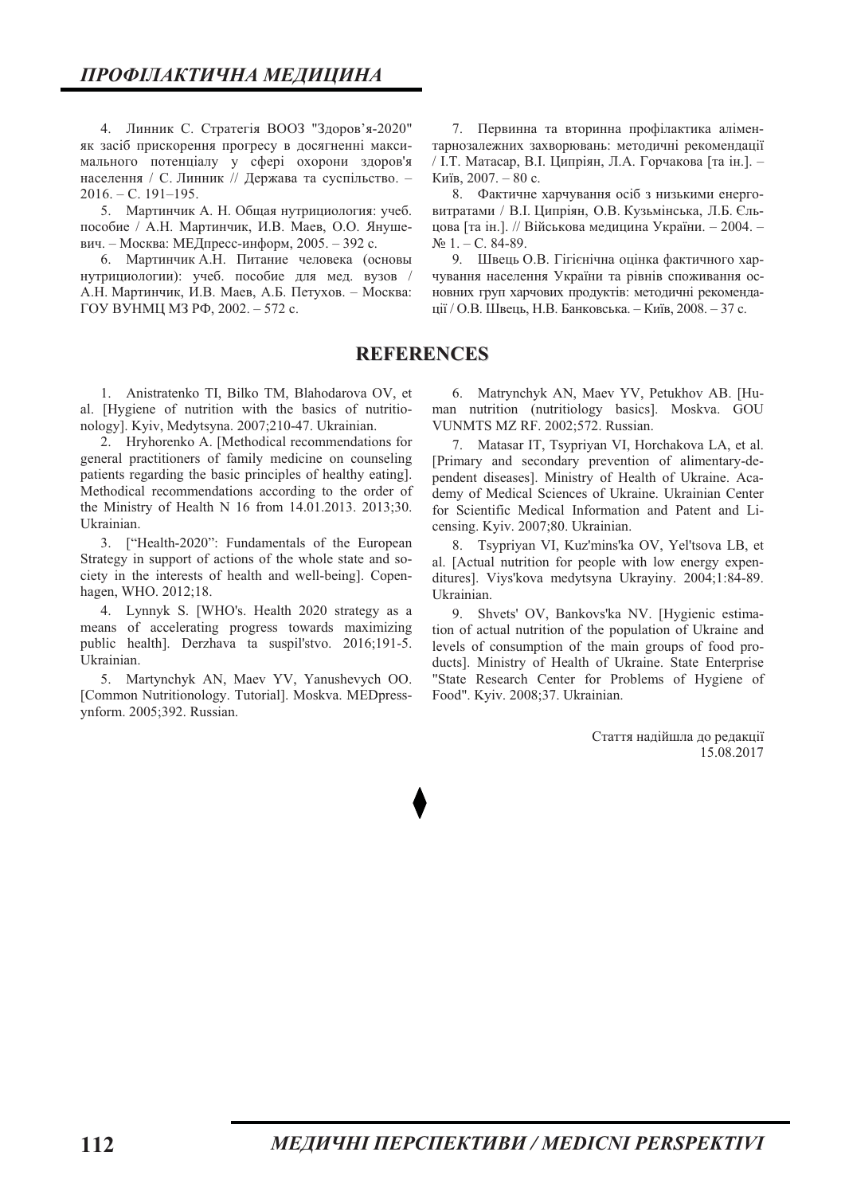4. Линник С. Стратегія ВООЗ "Здоров'я-2020" як засіб прискорення прогресу в досягненні максимального потенціалу у сфері охорони здоров'я населення / С. Линник // Держава та суспільство. – 2016. – С. 191–195.

5. Мартинчик А. Н. Общая нутрициология: учеб. пособие / А.Н. Мартинчик, И.В. Маев, О.О. Янушевич. – Москва: МЕДпресс-информ, 2005. – 392 с.

6. Мартинчик А.Н. Питание человека (основы нутрициологии): учеб. пособие для мед. вузов / А.Н. Мартинчик, И.В. Маев, А.Б. Петухов. – Москва: ГОУ ВУНМЦ МЗ РФ, 2002. – 572 с.

7. Первинна та вторинна профілактика аліментарнозалежних захворювань: методичні рекомендації / І.Т. Матасар, В.І. Ципріян, Л.А. Горчакова [та ін.]. – Київ, 2007. – 80 с.

8. Фактичне харчування осіб з низькими енерговитратами / В.І. Ципріян, О.В. Кузьмінська, Л.Б. Єльцова [та ін.]. // Військова медицина України. – 2004. – № 1. – С. 84-89.

9. Швець О.В. Гігієнічна оцінка фактичного харчування населення України та рівнів споживання основних груп харчових продуктів: методичні рекомендації / О.В. Швець, Н.В. Банковська. – Київ, 2008. – 37 с.

## REFERENCES

1. Anistratenko TI, Bilko TM, Blahodarova OV, et al. [Hygiene of nutrition with the basics of nutritionology]. Kyiv, Medytsyna. 2007;210-47. Ukrainian.

2. Hryhorenko A. [Methodical recommendations for general practitioners of family medicine on counseling patients regarding the basic principles of healthy eating]. Methodical recommendations according to the order of the Ministry of Health N 16 from 14.01.2013. 2013;30. Ukrainian.

3. ["Health-2020": Fundamentals of the European Strategy in support of actions of the whole state and society in the interests of health and well-being]. Copenhagen, WHO. 2012;18.

4. Lynnyk S. [WHO's. Health 2020 strategy as a means of accelerating progress towards maximizing public health]. Derzhava ta suspil'stvo. 2016;191-5. Ukrainian.

5. Martynchyk AN, Maev YV, Yanushevych OO. [Common Nutritionology. Tutorial]. Moskva. MEDpressynform. 2005;392. Russian.

6. Matrynchyk AN, Maev YV, Petukhov AB. [Human nutrition (nutritiology basics]. Moskva. GOU VUNMTS MZ RF. 2002;572. Russian.

7. Matasar IT, Tsypriyan VI, Horchakova LA, et al. [Primary and secondary prevention of alimentary-dependent diseases]. Ministry of Health of Ukraine. Academy of Medical Sciences of Ukraine. Ukrainian Center for Scientific Medical Information and Patent and Licensing. Kyiv. 2007;80. Ukrainian.

8. Tsypriyan VI, Kuz'mins'ka OV, Yel'tsova LB, et al. [Actual nutrition for people with low energy expenditures]. Viys'kova medytsyna Ukrayiny. 2004;1:84-89. Ukrainian.

9. Shvets' OV, Bankovs'ka NV. [Hygienic estimation of actual nutrition of the population of Ukraine and levels of consumption of the main groups of food products]. Ministry of Health of Ukraine. State Enterprise "State Research Center for Problems of Hygiene of Food". Kyiv. 2008;37. Ukrainian.

Стаття надійшла до редакції
15.08.2017